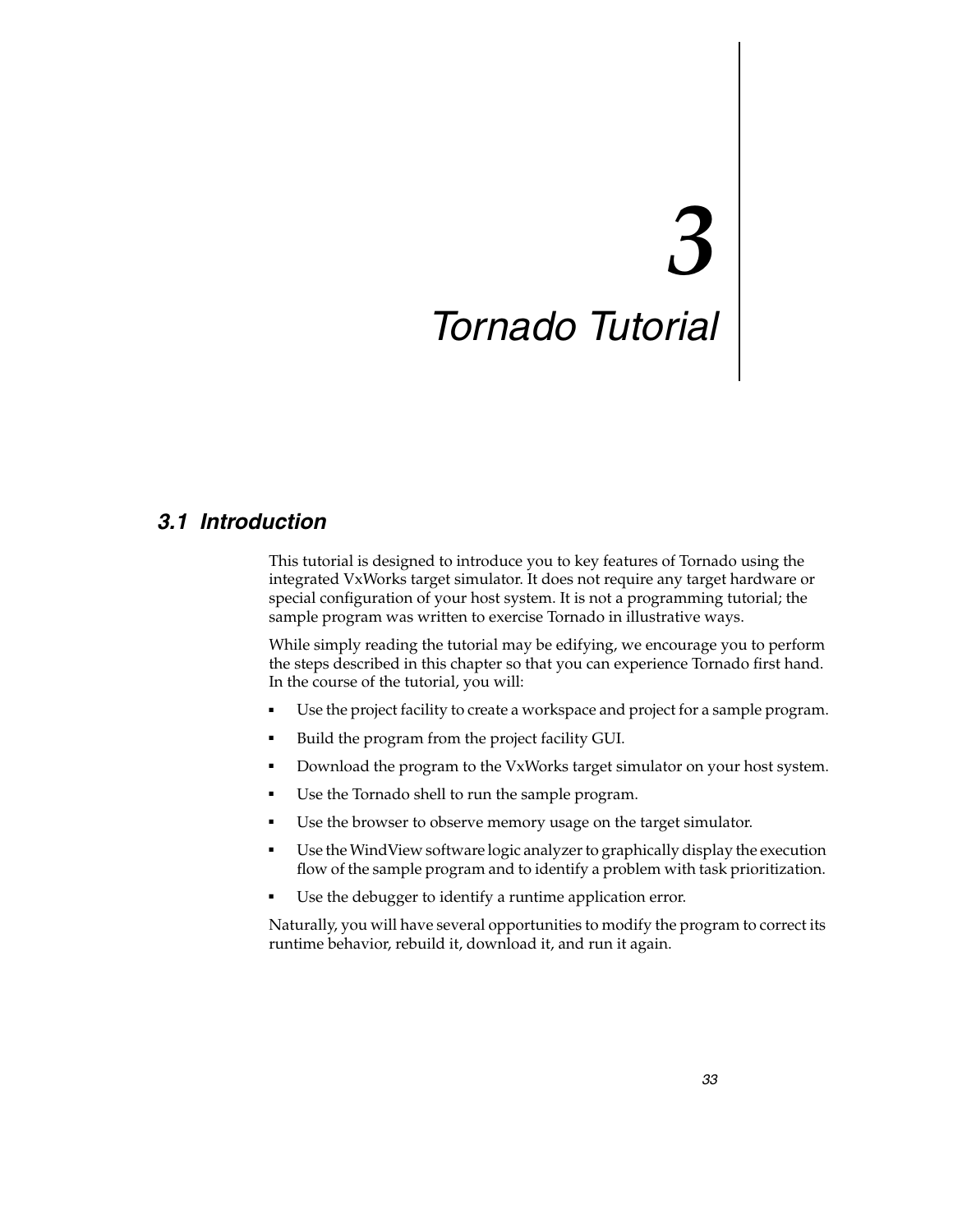# 3 Tornado Tutorial

## 3.1 Introduction

This tutorial is designed to introduce you to key features of Tornado using the integrated VxWorks target simulator. It does not require any target hardware or special configuration of your host system. It is not a programming tutorial; the sample program was written to exercise Tornado in illustrative ways.

While simply reading the tutorial may be edifying, we encourage you to perform the steps described in this chapter so that you can experience Tornado first hand. In the course of the tutorial, you will:

- Use the project facility to create a workspace and project for a sample program.
- Build the program from the project facility GUI.
- Download the program to the VxWorks target simulator on your host system.
- Use the Tornado shell to run the sample program.
- Use the browser to observe memory usage on the target simulator.
- Use the WindView software logic analyzer to graphically display the execution flow of the sample program and to identify a problem with task prioritization.
- Use the debugger to identify a runtime application error.

Naturally, you will have several opportunities to modify the program to correct its runtime behavior, rebuild it, download it, and run it again.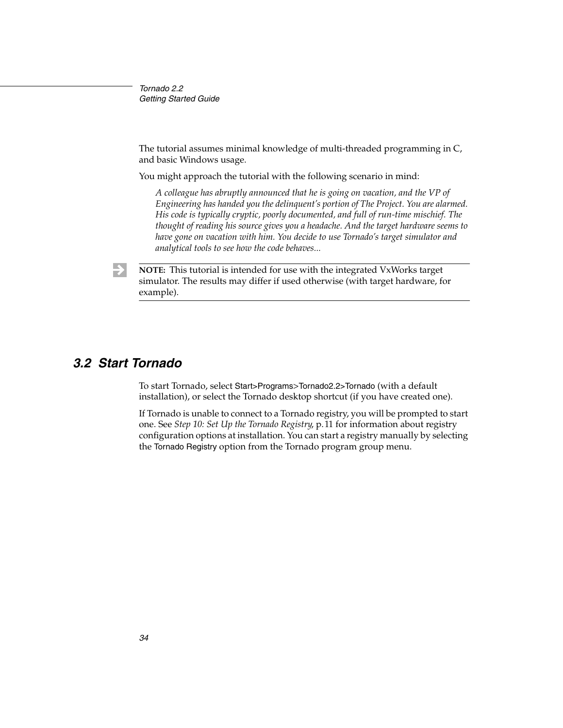The tutorial assumes minimal knowledge of multi-threaded programming in C, and basic Windows usage.

You might approach the tutorial with the following scenario in mind:

> *A colleague has abruptly announced that he is going on vacation, and the VP of Engineering has handed you the delinquent's portion of The Project. You are alarmed. His code is typically cryptic, poorly documented, and full of run-time mischief. The thought of reading his source gives you a headache. And the target hardware seems to have gone on vacation with him. You decide to use Tornado's target simulator and analytical tools to see how the code behaves...*

---

**NOTE:** This tutorial is intended for use with the integrated VxWorks target simulator. The results may differ if used otherwise (with target hardware, for example).

---

## 3.2 Start Tornado

To start Tornado, select Start>Programs>Tornado2.2>Tornado (with a default installation), or select the Tornado desktop shortcut (if you have created one).

If Tornado is unable to connect to a Tornado registry, you will be prompted to start one. See *Step 10: Set Up the Tornado Registry*, p. 11 for information about registry configuration options at installation. You can start a registry manually by selecting the Tornado Registry option from the Tornado program group menu.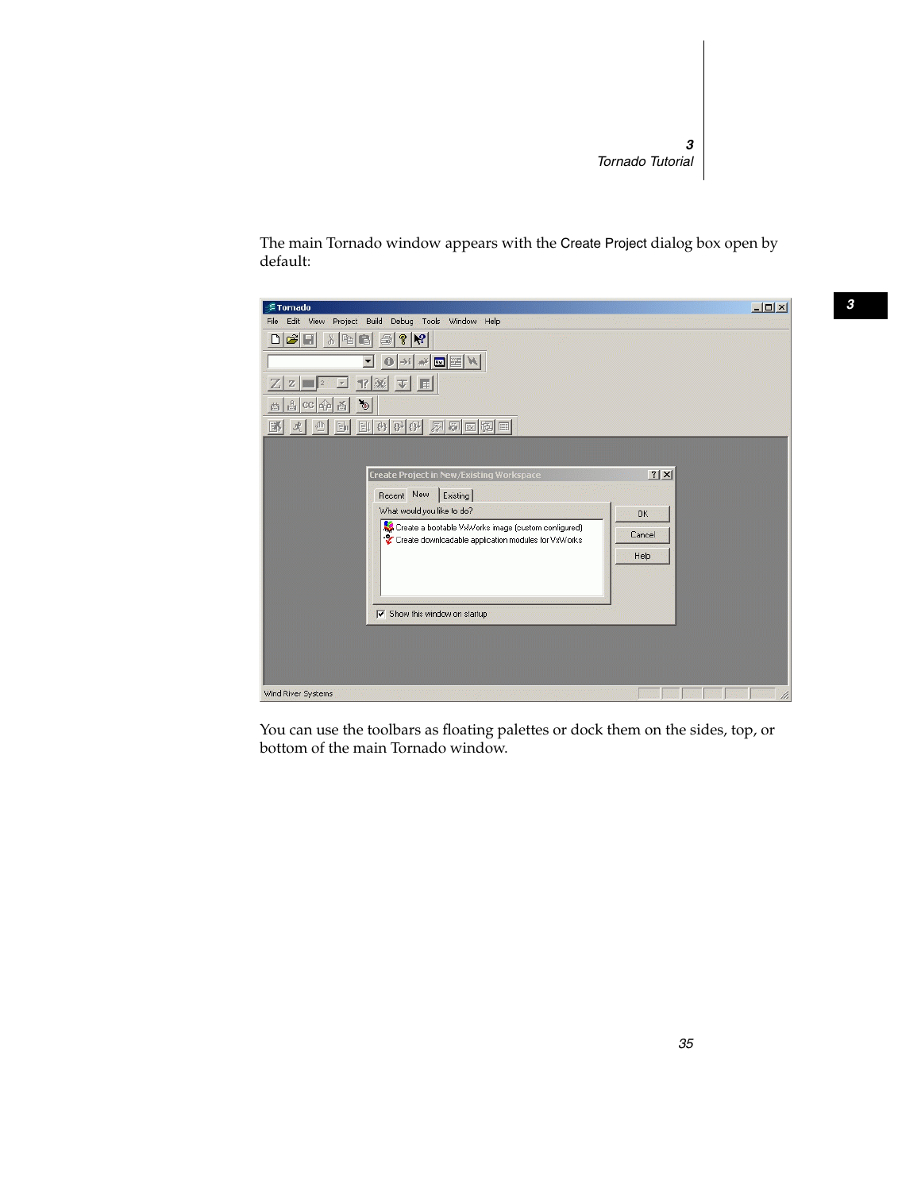The main Tornado window appears with the Create Project dialog box open by default:

You can use the toolbars as floating palettes or dock them on the sides, top, or bottom of the main Tornado window.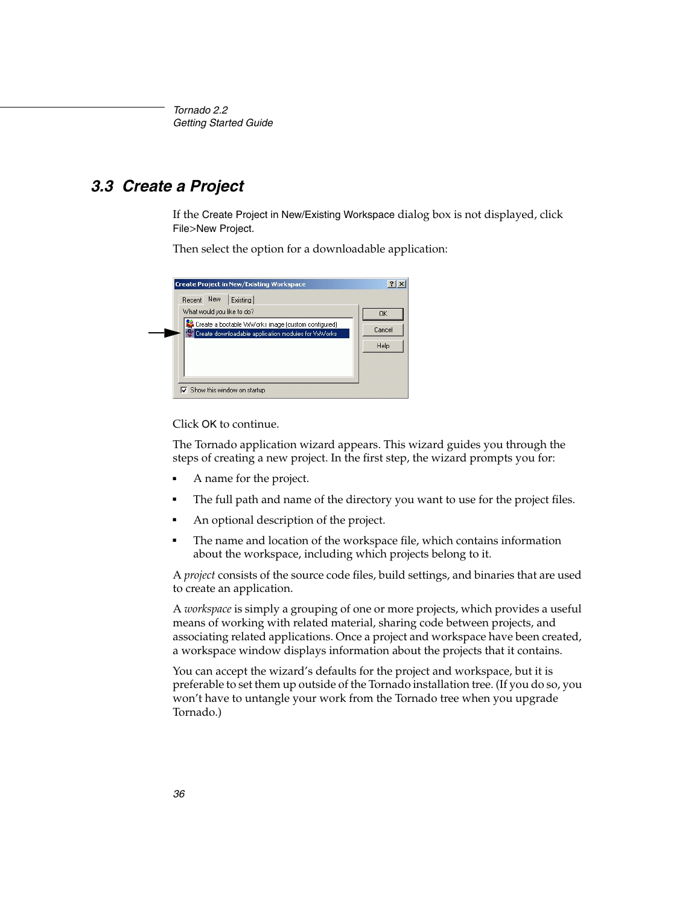## 3.3 Create a Project

If the Create Project in New/Existing Workspace dialog box is not displayed, click File>New Project.

Then select the option for a downloadable application:

Click OK to continue.

The Tornado application wizard appears. This wizard guides you through the steps of creating a new project. In the first step, the wizard prompts you for:

- A name for the project.
- The full path and name of the directory you want to use for the project files.
- An optional description of the project.
- The name and location of the workspace file, which contains information about the workspace, including which projects belong to it.

A *project* consists of the source code files, build settings, and binaries that are used to create an application.

A *workspace* is simply a grouping of one or more projects, which provides a useful means of working with related material, sharing code between projects, and associating related applications. Once a project and workspace have been created, a workspace window displays information about the projects that it contains.

You can accept the wizard's defaults for the project and workspace, but it is preferable to set them up outside of the Tornado installation tree. (If you do so, you won't have to untangle your work from the Tornado tree when you upgrade Tornado.)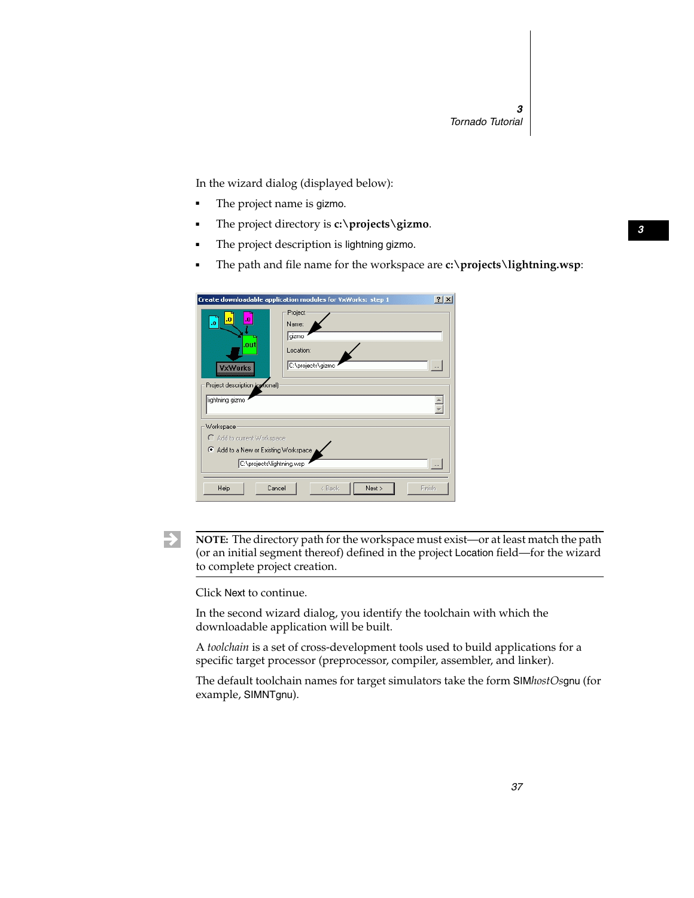In the wizard dialog (displayed below):

- The project name is gizmo.
- The project directory is **c:\projects\gizmo**.
- The project description is lightning gizmo.
- The path and file name for the workspace are **c:\projects\lightning.wsp**:

**NOTE:** The directory path for the workspace must exist—or at least match the path (or an initial segment thereof) defined in the project Location field—for the wizard to complete project creation.

Click Next to continue.

In the second wizard dialog, you identify the toolchain with which the downloadable application will be built.

A *toolchain* is a set of cross-development tools used to build applications for a specific target processor (preprocessor, compiler, assembler, and linker).

The default toolchain names for target simulators take the form SIM*hostOs*gnu (for example, SIMNTgnu).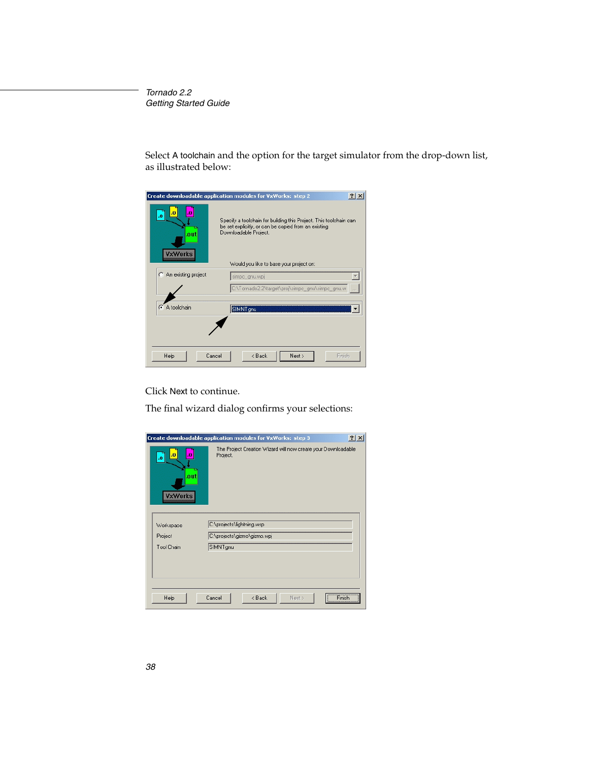Select A toolchain and the option for the target simulator from the drop-down list, as illustrated below:

Click Next to continue.

The final wizard dialog confirms your selections: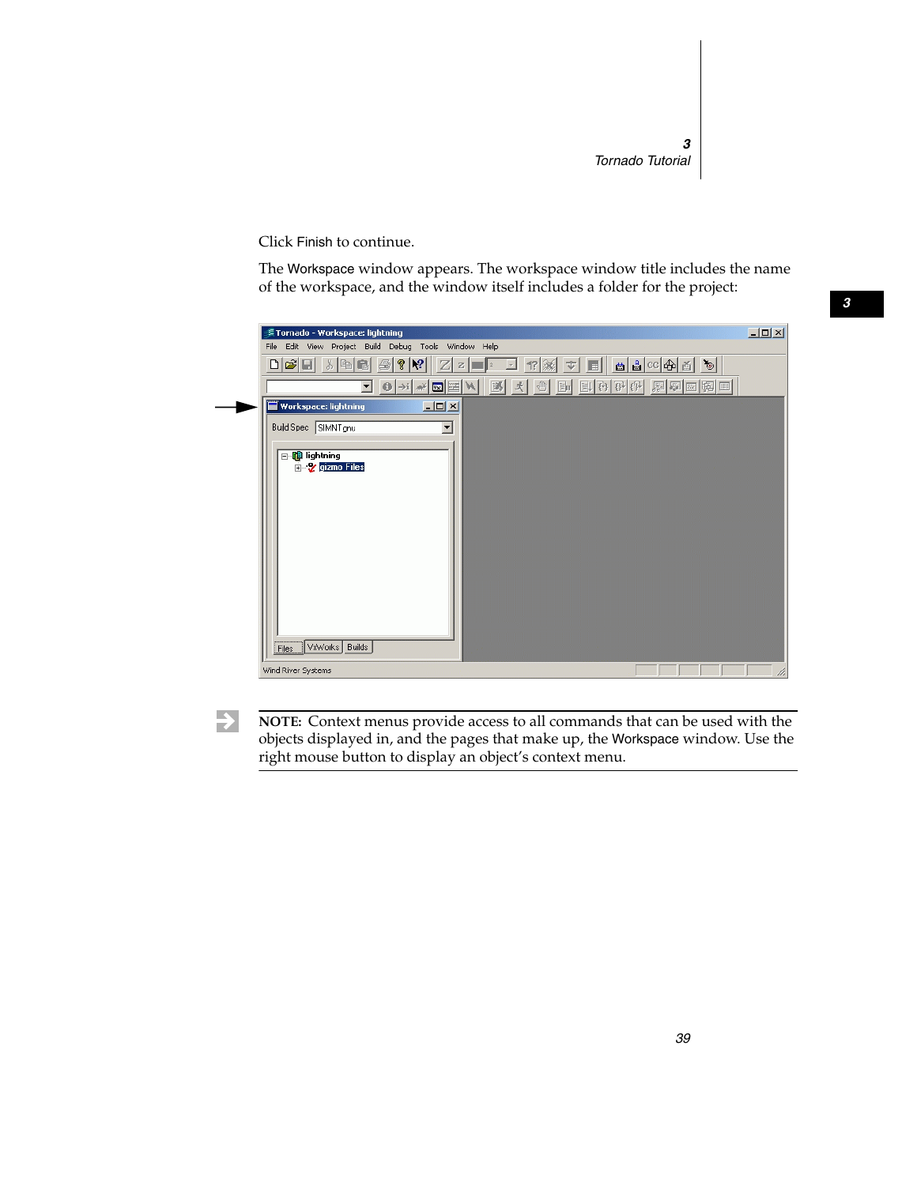Click Finish to continue.

The Workspace window appears. The workspace window title includes the name of the workspace, and the window itself includes a folder for the project:

**NOTE:** Context menus provide access to all commands that can be used with the objects displayed in, and the pages that make up, the Workspace window. Use the right mouse button to display an object's context menu.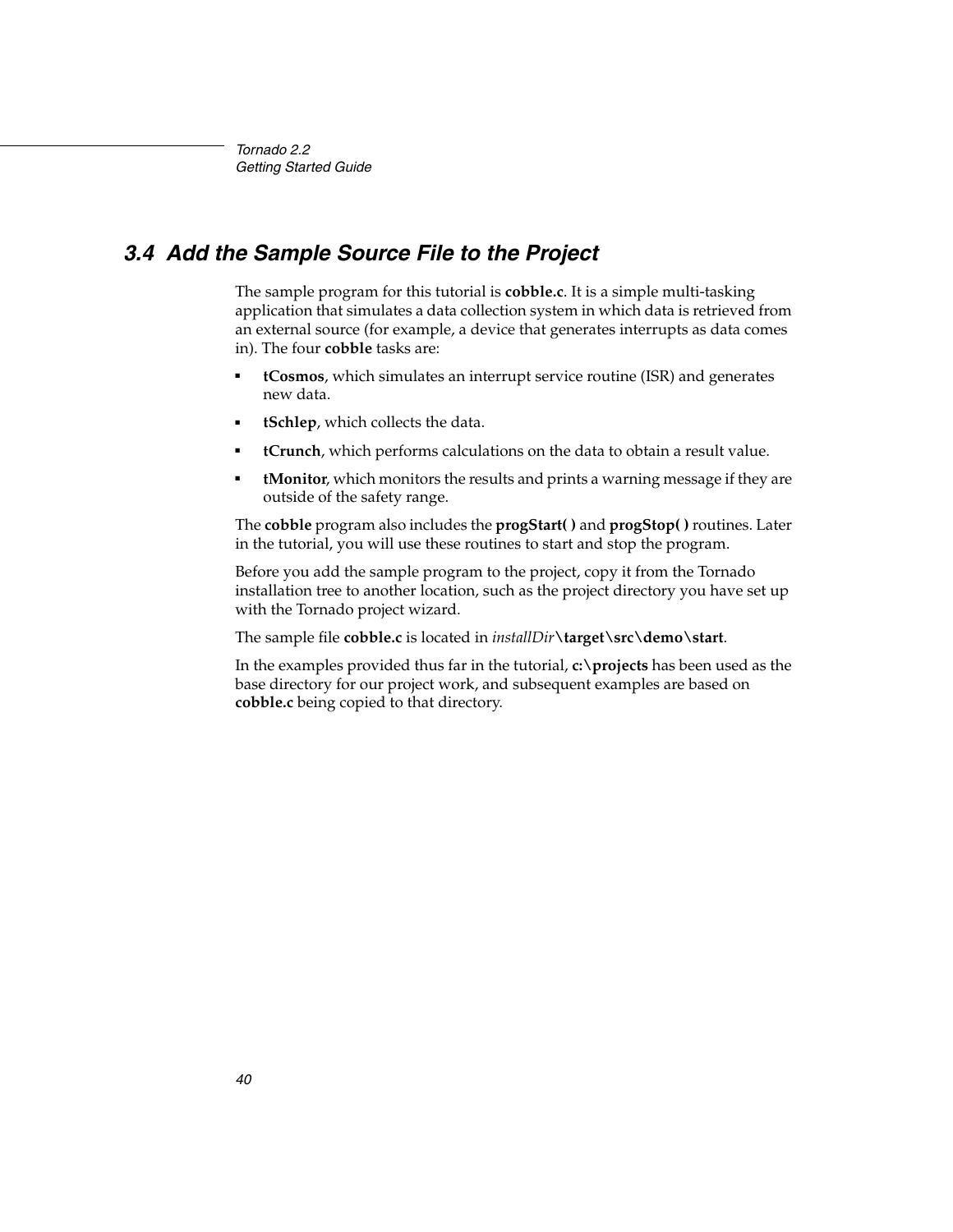## 3.4 Add the Sample Source File to the Project

The sample program for this tutorial is **cobble.c**. It is a simple multi-tasking application that simulates a data collection system in which data is retrieved from an external source (for example, a device that generates interrupts as data comes in). The four **cobble** tasks are:

- **tCosmos**, which simulates an interrupt service routine (ISR) and generates new data.
- **tSchlep**, which collects the data.
- **tCrunch**, which performs calculations on the data to obtain a result value.
- **tMonitor**, which monitors the results and prints a warning message if they are outside of the safety range.

The **cobble** program also includes the **progStart( )** and **progStop( )** routines. Later in the tutorial, you will use these routines to start and stop the program.

Before you add the sample program to the project, copy it from the Tornado installation tree to another location, such as the project directory you have set up with the Tornado project wizard.

The sample file **cobble.c** is located in *installDir***\target\src\demo\start**.

In the examples provided thus far in the tutorial, **c:\projects** has been used as the base directory for our project work, and subsequent examples are based on **cobble.c** being copied to that directory.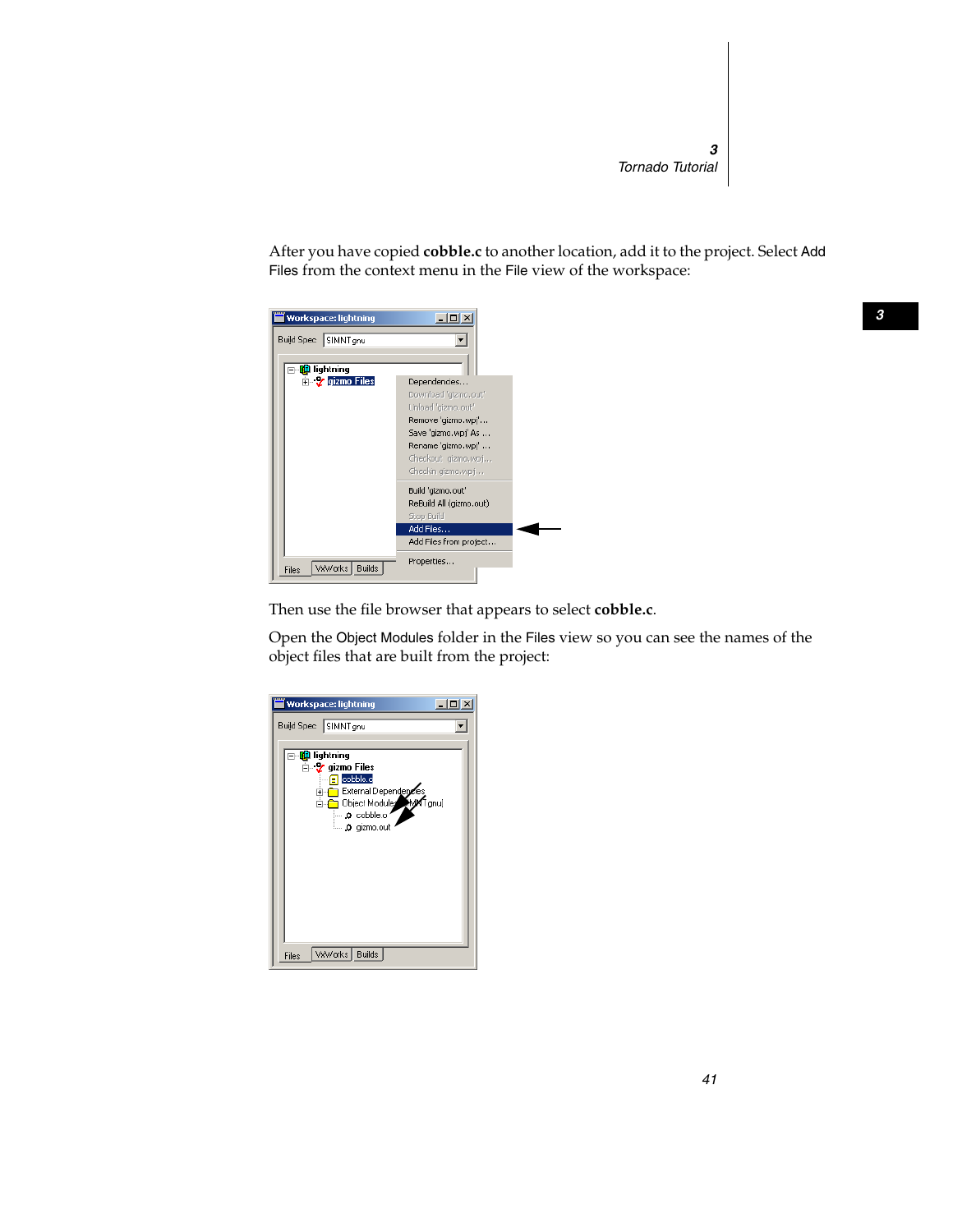After you have copied **cobble.c** to another location, add it to the project. Select Add Files from the context menu in the File view of the workspace:

Then use the file browser that appears to select **cobble.c**.

Open the Object Modules folder in the Files view so you can see the names of the object files that are built from the project: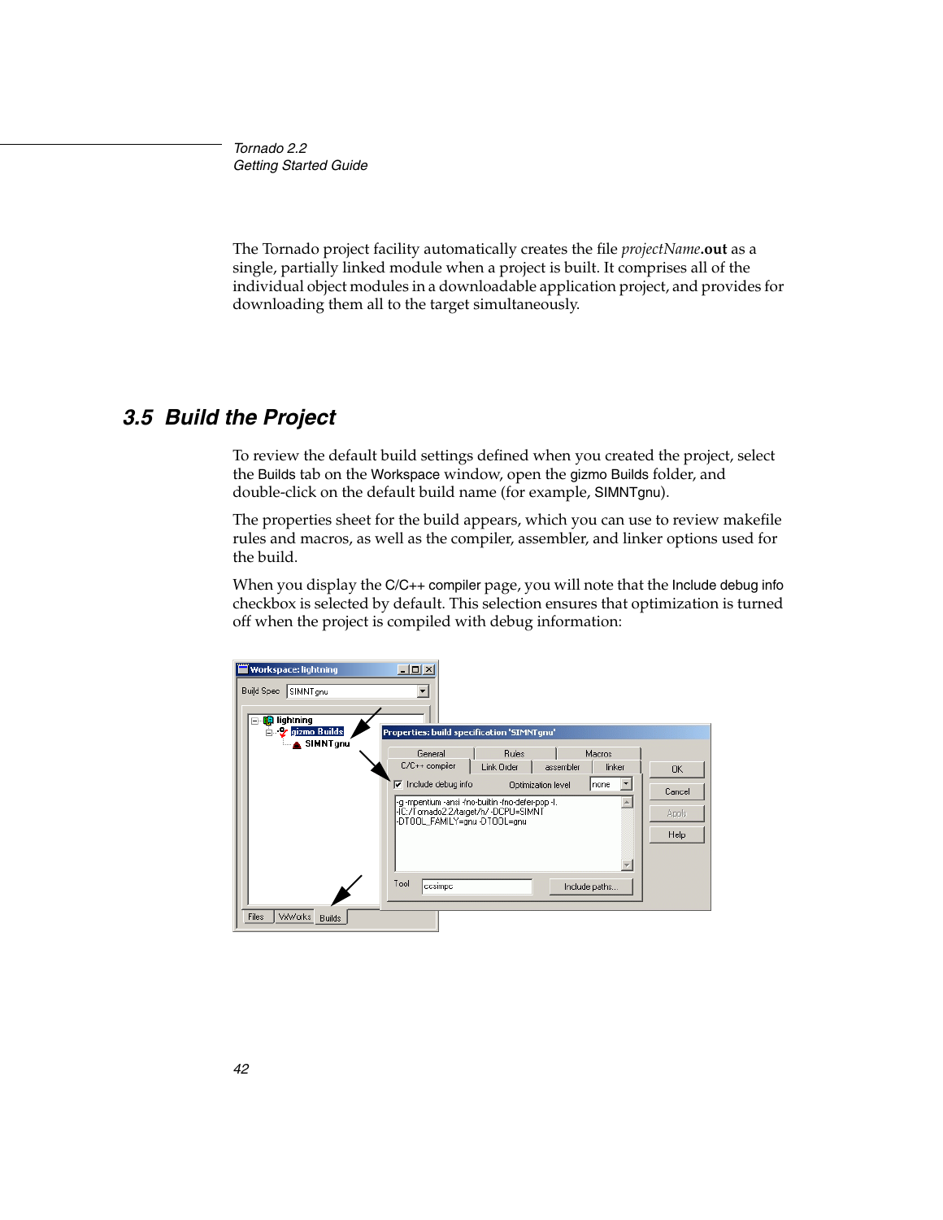The Tornado project facility automatically creates the file *projectName***.out** as a single, partially linked module when a project is built. It comprises all of the individual object modules in a downloadable application project, and provides for downloading them all to the target simultaneously.

## 3.5 Build the Project

To review the default build settings defined when you created the project, select the Builds tab on the Workspace window, open the gizmo Builds folder, and double-click on the default build name (for example, SIMNTgnu).

The properties sheet for the build appears, which you can use to review makefile rules and macros, as well as the compiler, assembler, and linker options used for the build.

When you display the C/C++ compiler page, you will note that the Include debug info checkbox is selected by default. This selection ensures that optimization is turned off when the project is compiled with debug information: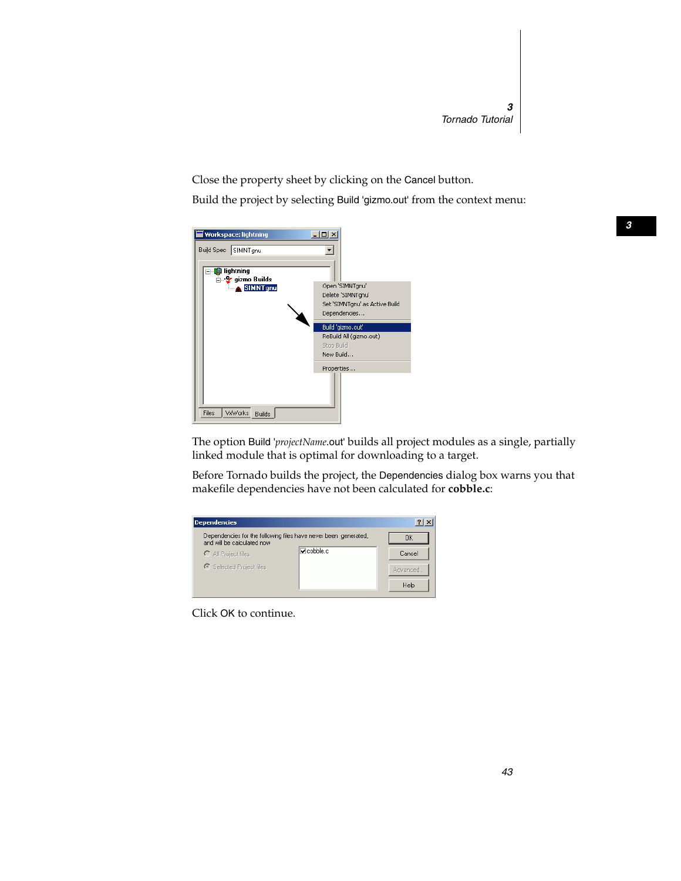Close the property sheet by clicking on the Cancel button.

Build the project by selecting Build 'gizmo.out' from the context menu:

The option Build '*projectName*.out' builds all project modules as a single, partially linked module that is optimal for downloading to a target.

Before Tornado builds the project, the Dependencies dialog box warns you that makefile dependencies have not been calculated for **cobble.c**:

Click OK to continue.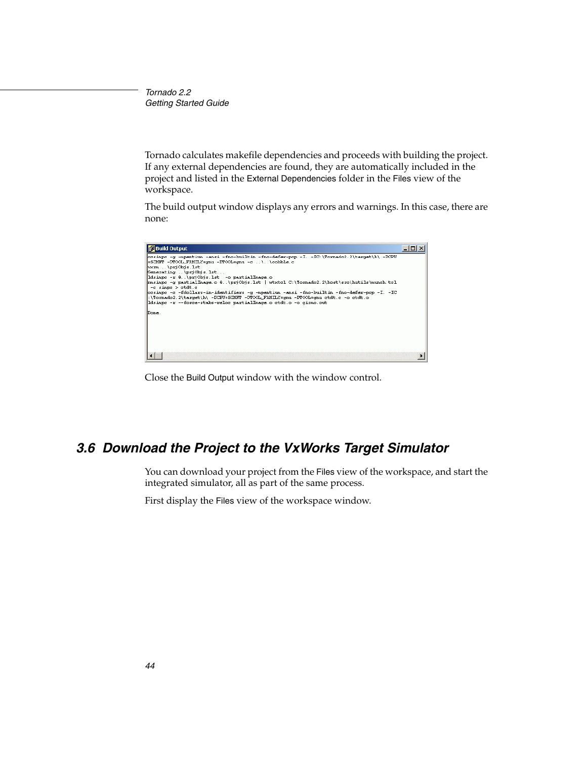Tornado calculates makefile dependencies and proceeds with building the project. If any external dependencies are found, they are automatically included in the project and listed in the External Dependencies folder in the Files view of the workspace.

The build output window displays any errors and warnings. In this case, there are none:

```
ccsimpc -g -mpentium -ansi -fno-builtin -fno-defer-pop -I. -IC:\Tornado2.2\target\h\ -DCPU
=SIMNT -DTOOL_FAMILY=gnu -DTOOL=gnu -c ..\..\cobble.c
vxrm ..\prjObjs.lst
Generating ..\prjObjs.lst...
ldsimpc -r @..\prjObjs.lst  -o partialImage.o
nmsimpc -g partialImage.o @..\prjObjs.lst | wtxtcl C:\Tornado2.2\host\src\hutils\munch.tcl
 -c simpc > ctdt.c
ccsimpc -c -fdollars-in-identifiers -g -mpentium -ansi -fno-builtin -fno-defer-pop -I. -IC
:\Tornado2.2\target\h\ -DCPU=SIMNT -DTOOL_FAMILY=gnu -DTOOL=gnu ctdt.c -o ctdt.o
ldsimpc -r --force-stabs-reloc partialImage.o ctdt.o -o gizmo.out

Done.
```

Close the Build Output window with the window control.

## 3.6 Download the Project to the VxWorks Target Simulator

You can download your project from the Files view of the workspace, and start the integrated simulator, all as part of the same process.

First display the Files view of the workspace window.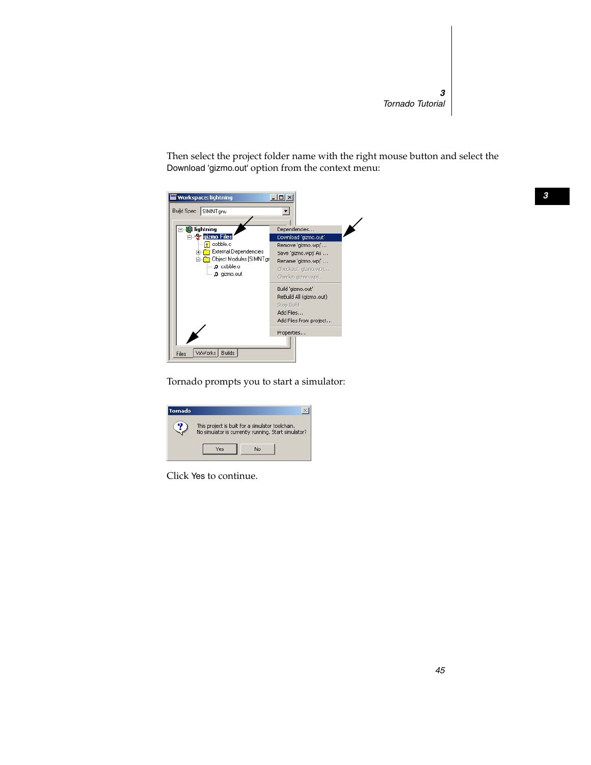Then select the project folder name with the right mouse button and select the Download 'gizmo.out' option from the context menu:

Tornado prompts you to start a simulator:

Click Yes to continue.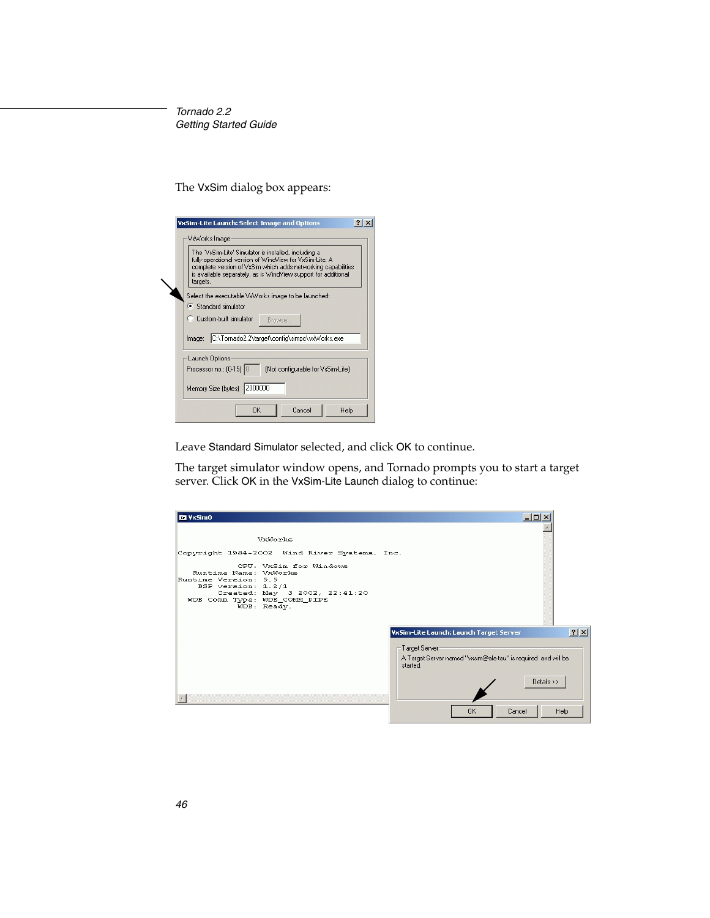The VxSim dialog box appears:

Leave Standard Simulator selected, and click OK to continue.

The target simulator window opens, and Tornado prompts you to start a target server. Click OK in the VxSim-Lite Launch dialog to continue: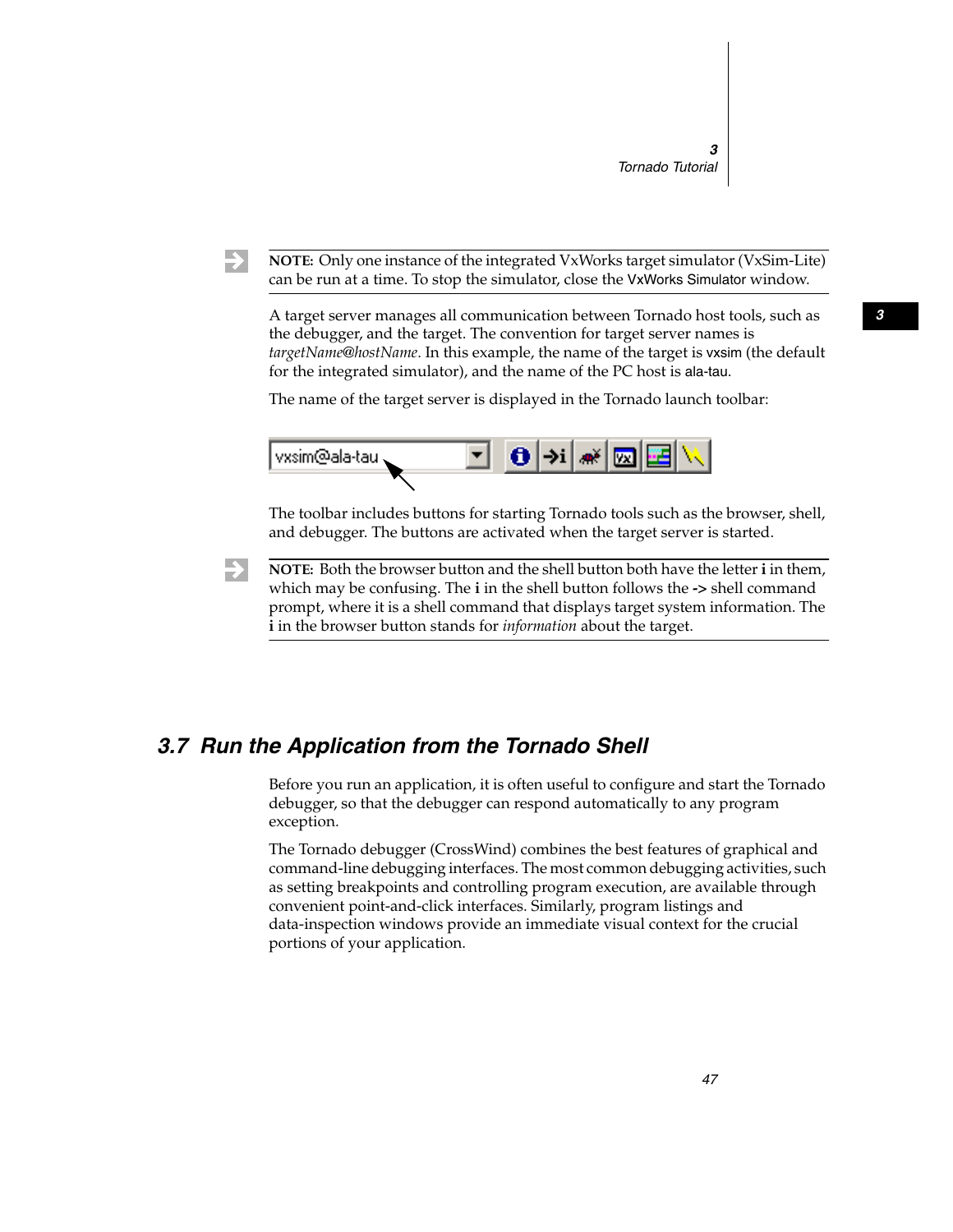**NOTE:** Only one instance of the integrated VxWorks target simulator (VxSim-Lite) can be run at a time. To stop the simulator, close the VxWorks Simulator window.

A target server manages all communication between Tornado host tools, such as the debugger, and the target. The convention for target server names is *targetName@hostName*. In this example, the name of the target is vxsim (the default for the integrated simulator), and the name of the PC host is ala-tau.

The name of the target server is displayed in the Tornado launch toolbar:

The toolbar includes buttons for starting Tornado tools such as the browser, shell, and debugger. The buttons are activated when the target server is started.

**NOTE:** Both the browser button and the shell button both have the letter **i** in them, which may be confusing. The **i** in the shell button follows the **->** shell command prompt, where it is a shell command that displays target system information. The **i** in the browser button stands for *information* about the target.

## 3.7 Run the Application from the Tornado Shell

Before you run an application, it is often useful to configure and start the Tornado debugger, so that the debugger can respond automatically to any program exception.

The Tornado debugger (CrossWind) combines the best features of graphical and command-line debugging interfaces. The most common debugging activities, such as setting breakpoints and controlling program execution, are available through convenient point-and-click interfaces. Similarly, program listings and data-inspection windows provide an immediate visual context for the crucial portions of your application.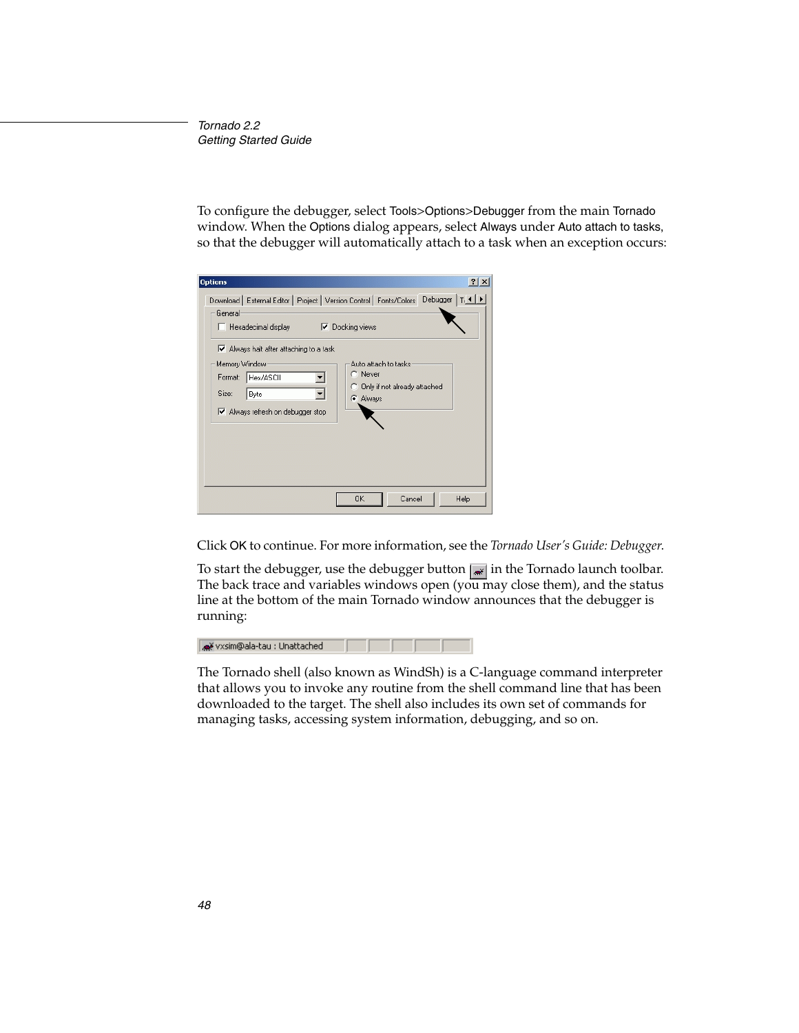To configure the debugger, select Tools>Options>Debugger from the main Tornado window. When the Options dialog appears, select Always under Auto attach to tasks, so that the debugger will automatically attach to a task when an exception occurs:

Click OK to continue. For more information, see the *Tornado User's Guide: Debugger*.

To start the debugger, use the debugger button in the Tornado launch toolbar. The back trace and variables windows open (you may close them), and the status line at the bottom of the main Tornado window announces that the debugger is running:

The Tornado shell (also known as WindSh) is a C-language command interpreter that allows you to invoke any routine from the shell command line that has been downloaded to the target. The shell also includes its own set of commands for managing tasks, accessing system information, debugging, and so on.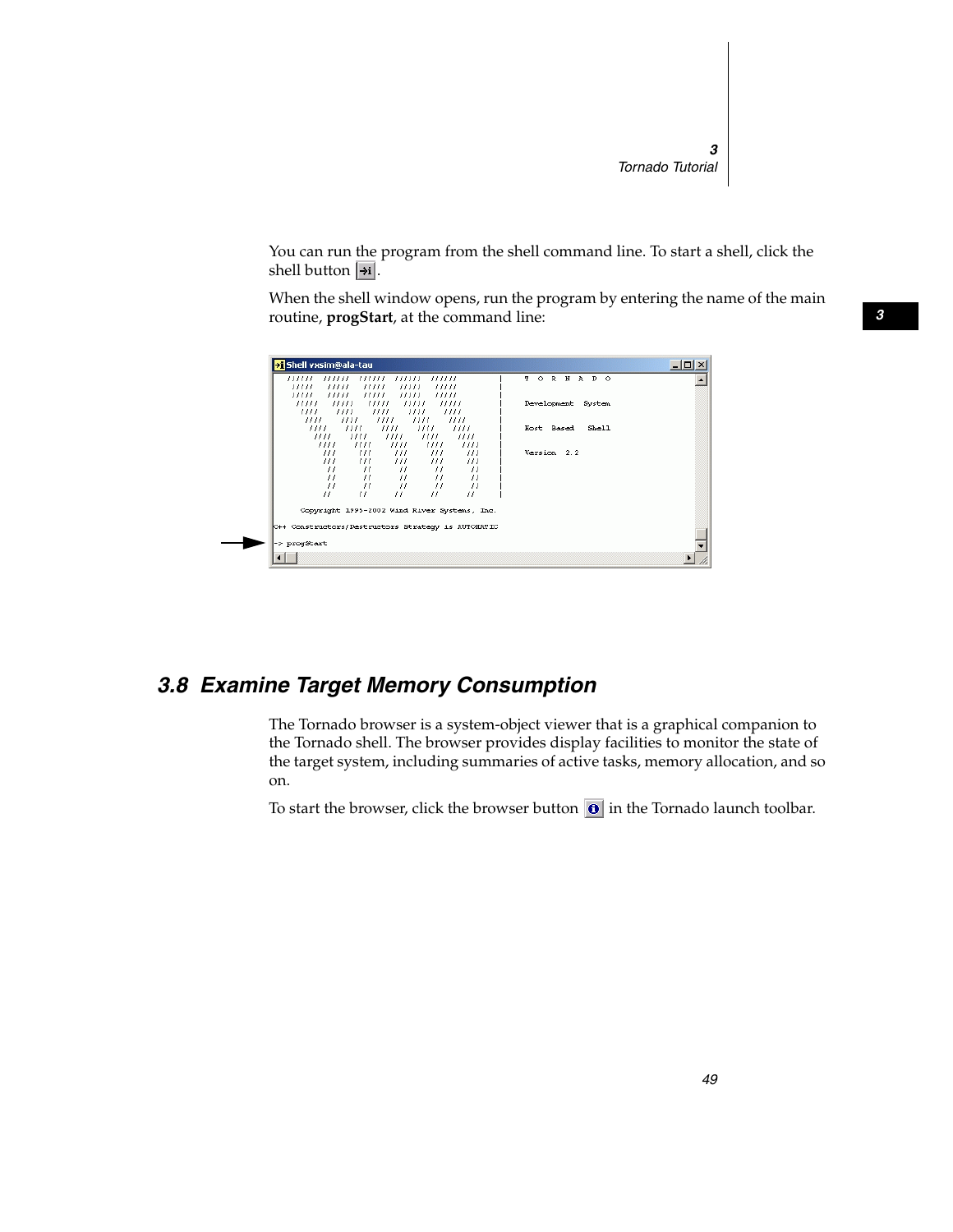You can run the program from the shell command line. To start a shell, click the shell button .

When the shell window opens, run the program by entering the name of the main routine, **progStart**, at the command line:

```
-> progStart
```

## 3.8 Examine Target Memory Consumption

The Tornado browser is a system-object viewer that is a graphical companion to the Tornado shell. The browser provides display facilities to monitor the state of the target system, including summaries of active tasks, memory allocation, and so on.

To start the browser, click the browser button  in the Tornado launch toolbar.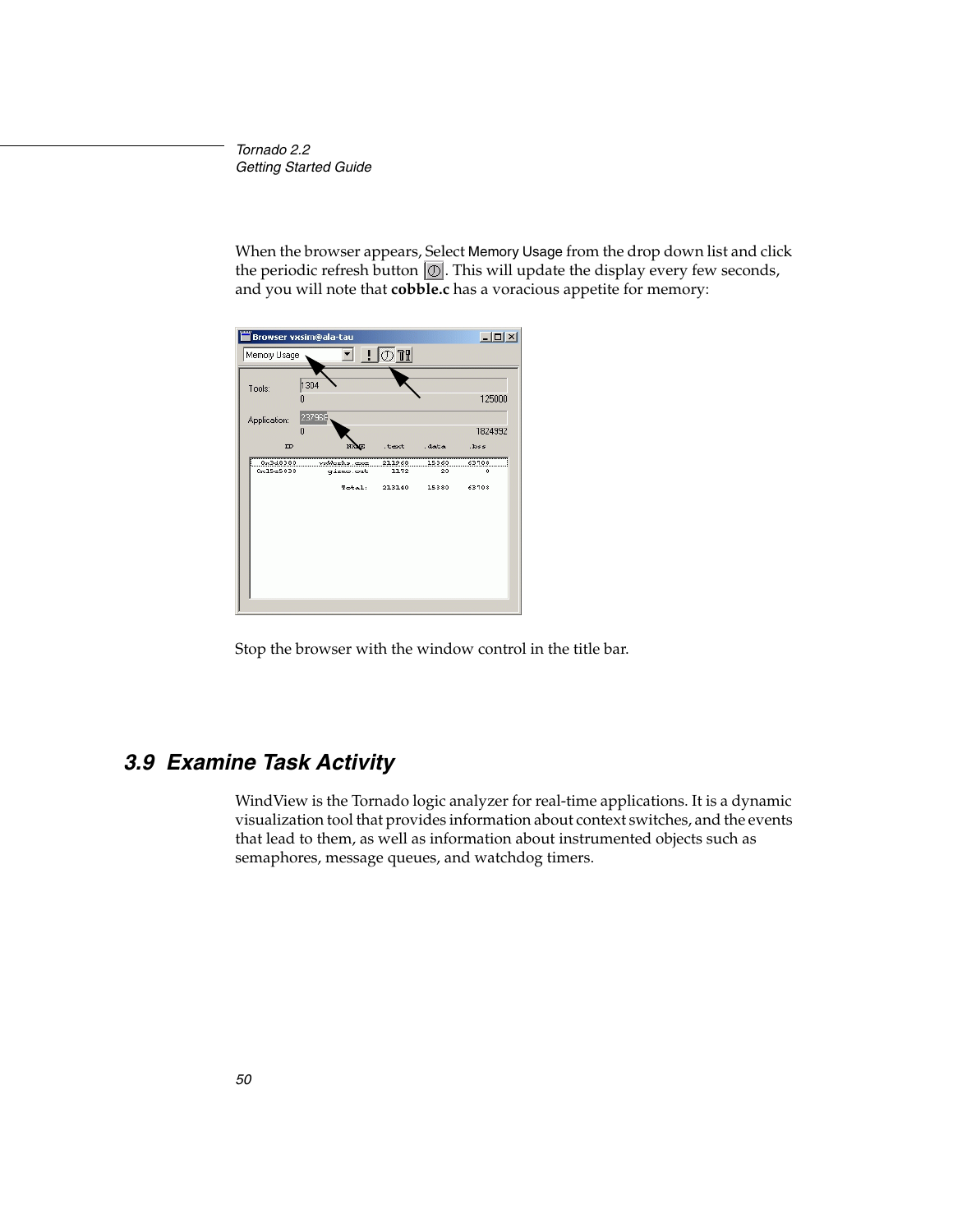When the browser appears, Select Memory Usage from the drop down list and click the periodic refresh button. This will update the display every few seconds, and you will note that **cobble.c** has a voracious appetite for memory:

Stop the browser with the window control in the title bar.

## 3.9 Examine Task Activity

WindView is the Tornado logic analyzer for real-time applications. It is a dynamic visualization tool that provides information about context switches, and the events that lead to them, as well as information about instrumented objects such as semaphores, message queues, and watchdog timers.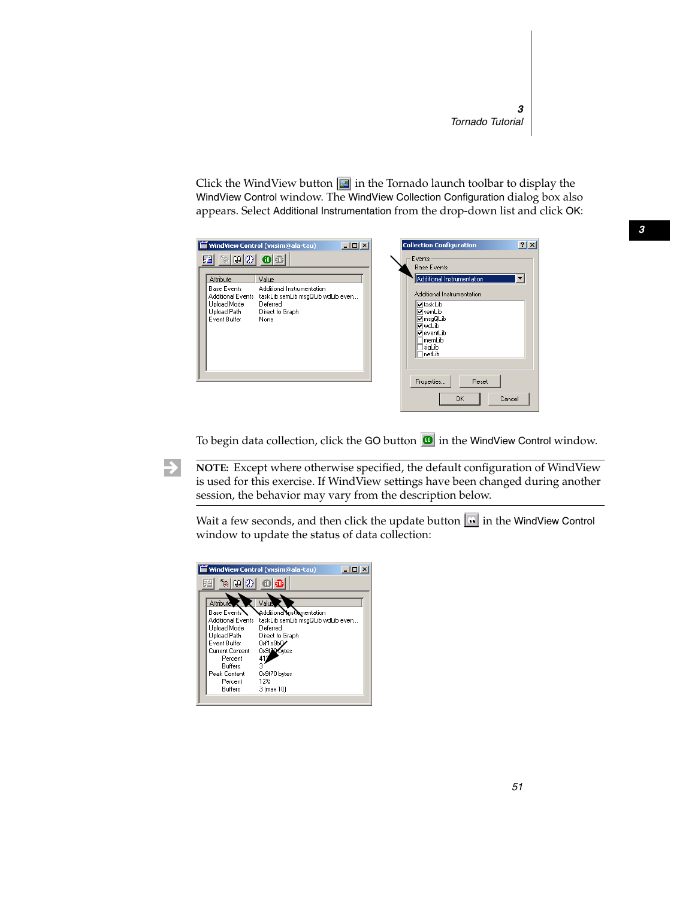Click the WindView button in the Tornado launch toolbar to display the WindView Control window. The WindView Collection Configuration dialog box also appears. Select Additional Instrumentation from the drop-down list and click OK:

To begin data collection, click the GO button in the WindView Control window.

**NOTE:** Except where otherwise specified, the default configuration of WindView is used for this exercise. If WindView settings have been changed during another session, the behavior may vary from the description below.

Wait a few seconds, and then click the update button in the WindView Control window to update the status of data collection: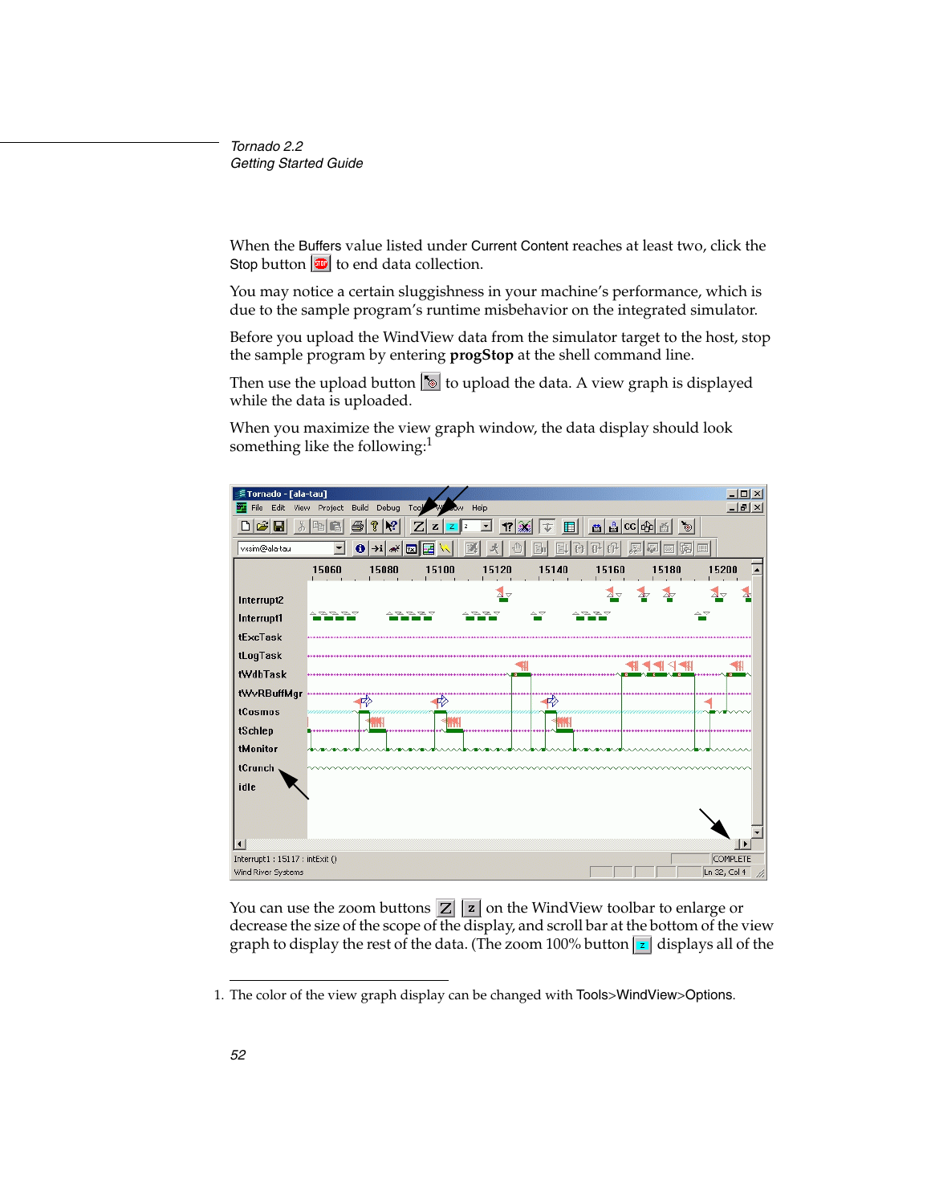When the Buffers value listed under Current Content reaches at least two, click the Stop button to end data collection.

You may notice a certain sluggishness in your machine's performance, which is due to the sample program's runtime misbehavior on the integrated simulator.

Before you upload the WindView data from the simulator target to the host, stop the sample program by entering **progStop** at the shell command line.

Then use the upload button to upload the data. A view graph is displayed while the data is uploaded.

When you maximize the view graph window, the data display should look something like the following:[1]

You can use the zoom buttons on the WindView toolbar to enlarge or decrease the size of the scope of the display, and scroll bar at the bottom of the view graph to display the rest of the data. (The zoom 100% button displays all of the

1. The color of the view graph display can be changed with Tools>WindView>Options.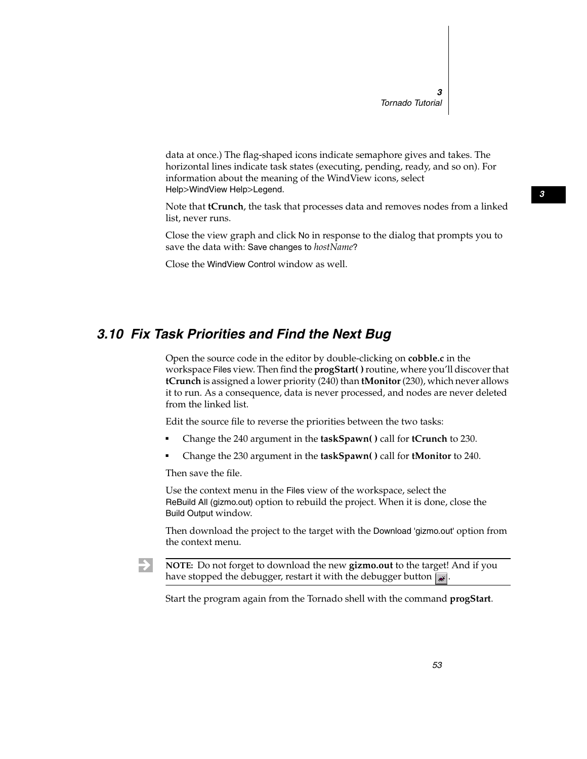data at once.) The flag-shaped icons indicate semaphore gives and takes. The horizontal lines indicate task states (executing, pending, ready, and so on). For information about the meaning of the WindView icons, select Help>WindView Help>Legend.

Note that **tCrunch**, the task that processes data and removes nodes from a linked list, never runs.

Close the view graph and click No in response to the dialog that prompts you to save the data with: Save changes to *hostName*?

Close the WindView Control window as well.

## 3.10 Fix Task Priorities and Find the Next Bug

Open the source code in the editor by double-clicking on **cobble.c** in the workspace Files view. Then find the **progStart( )** routine, where you'll discover that **tCrunch** is assigned a lower priority (240) than **tMonitor** (230), which never allows it to run. As a consequence, data is never processed, and nodes are never deleted from the linked list.

Edit the source file to reverse the priorities between the two tasks:

- Change the 240 argument in the **taskSpawn( )** call for **tCrunch** to 230.
- Change the 230 argument in the **taskSpawn( )** call for **tMonitor** to 240.

Then save the file.

Use the context menu in the Files view of the workspace, select the ReBuild All (gizmo.out) option to rebuild the project. When it is done, close the Build Output window.

Then download the project to the target with the Download 'gizmo.out' option from the context menu.

**NOTE:** Do not forget to download the new **gizmo.out** to the target! And if you have stopped the debugger, restart it with the debugger button.

Start the program again from the Tornado shell with the command **progStart**.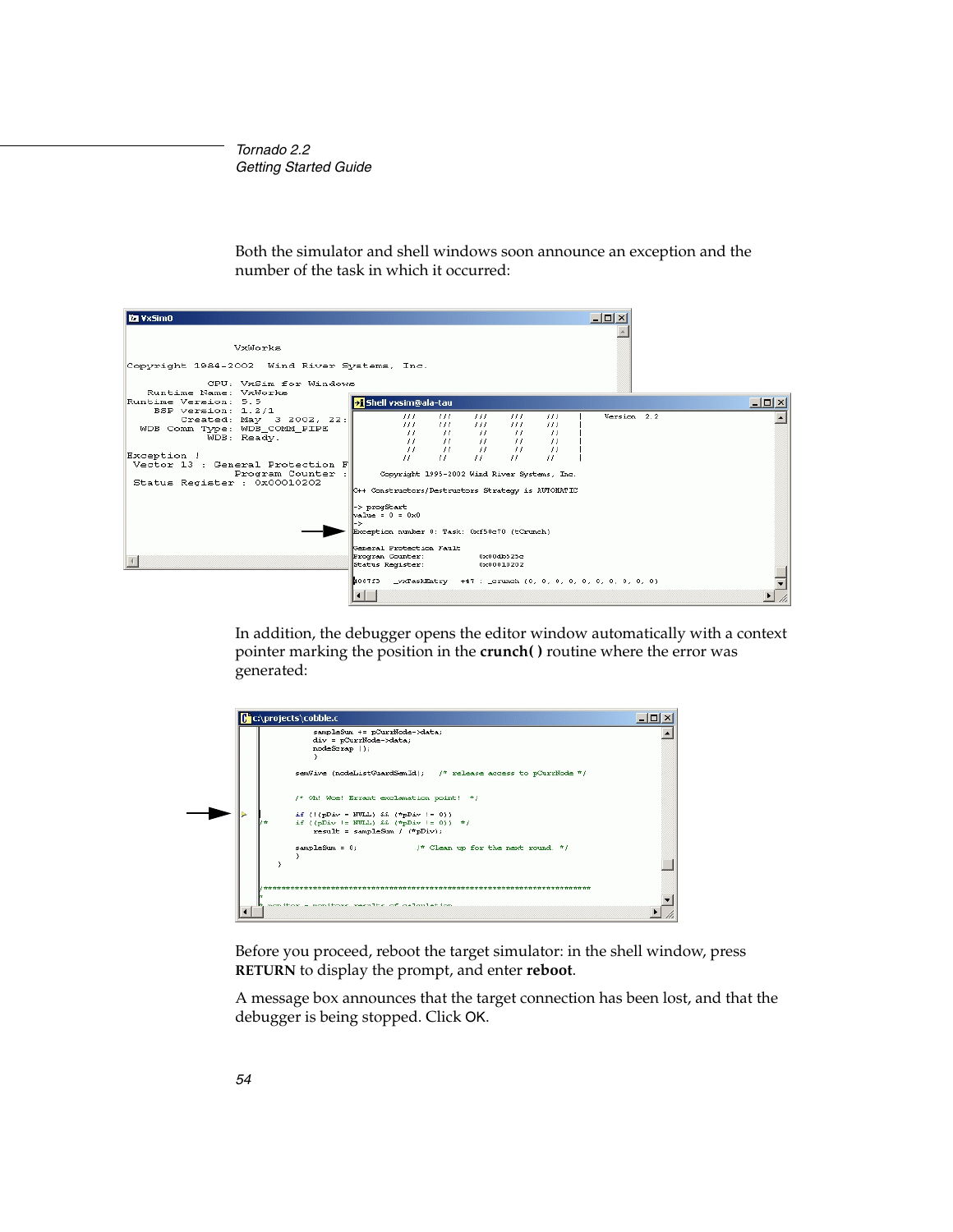Both the simulator and shell windows soon announce an exception and the number of the task in which it occurred:

In addition, the debugger opens the editor window automatically with a context pointer marking the position in the **crunch( )** routine where the error was generated:

Before you proceed, reboot the target simulator: in the shell window, press **RETURN** to display the prompt, and enter **reboot**.

A message box announces that the target connection has been lost, and that the debugger is being stopped. Click OK.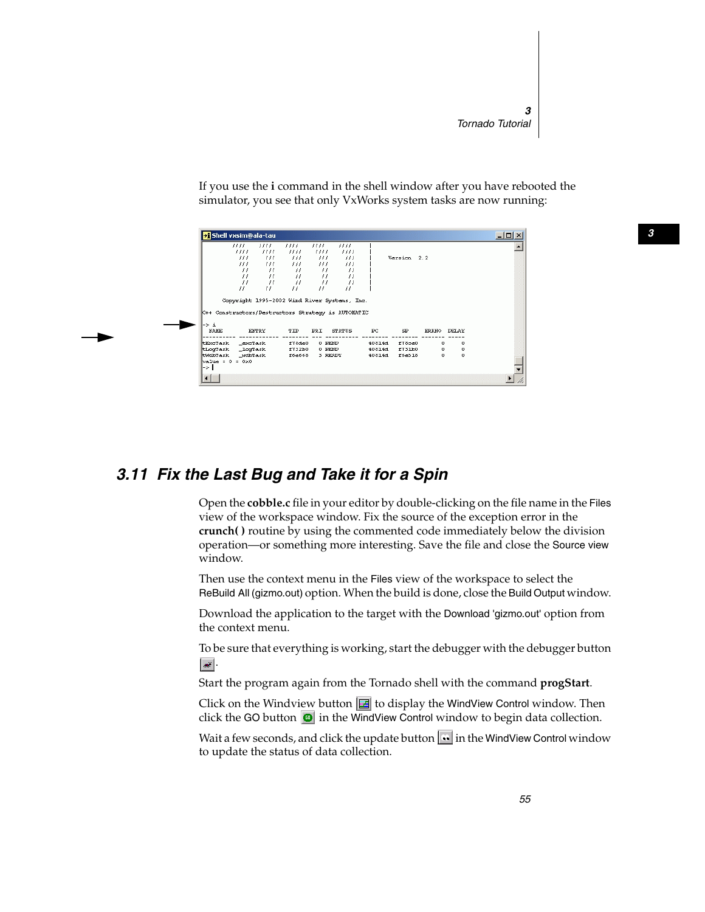If you use the **i** command in the shell window after you have rebooted the simulator, you see that only VxWorks system tasks are now running:

```
-> i
  NAME        ENTRY       TID    PRI   STATUS      PC       SP     ERRNO  DELAY
---------- ------------ -------- --- ---------- -------- -------- ------- -----
tExcTask   _excTask     f78de0     0 PEND       40814d   f78ce0        0     0
tLogTask   _logTask     f732b0     0 PEND       40814d   f731b0        0     0
tWdbTask   _wdbTask     f6e666     3 READY      40814d   f6e518        0     0
value = 0 = 0x0
->
```

## 3.11 Fix the Last Bug and Take it for a Spin

Open the **cobble.c** file in your editor by double-clicking on the file name in the Files view of the workspace window. Fix the source of the exception error in the **crunch( )** routine by using the commented code immediately below the division operation—or something more interesting. Save the file and close the Source view window.

Then use the context menu in the Files view of the workspace to select the ReBuild All (gizmo.out) option. When the build is done, close the Build Output window.

Download the application to the target with the Download 'gizmo.out' option from the context menu.

To be sure that everything is working, start the debugger with the debugger button .

Start the program again from the Tornado shell with the command **progStart**.

Click on the Windview button  to display the WindView Control window. Then click the GO button  in the WindView Control window to begin data collection.

Wait a few seconds, and click the update button  in the WindView Control window to update the status of data collection.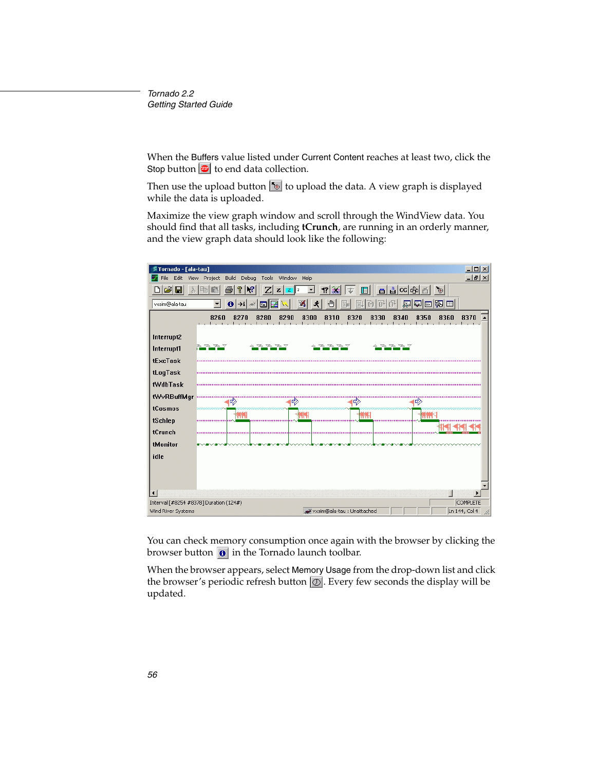When the Buffers value listed under Current Content reaches at least two, click the Stop button to end data collection.

Then use the upload button to upload the data. A view graph is displayed while the data is uploaded.

Maximize the view graph window and scroll through the WindView data. You should find that all tasks, including **tCrunch**, are running in an orderly manner, and the view graph data should look like the following:

You can check memory consumption once again with the browser by clicking the browser button in the Tornado launch toolbar.

When the browser appears, select Memory Usage from the drop-down list and click the browser's periodic refresh button. Every few seconds the display will be updated.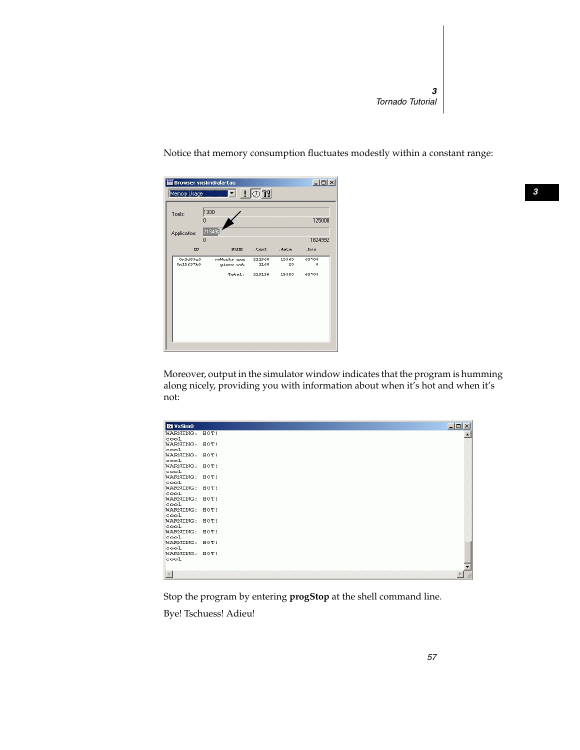Notice that memory consumption fluctuates modestly within a constant range:

Moreover, output in the simulator window indicates that the program is humming along nicely, providing you with information about when it's hot and when it's not:

Stop the program by entering **progStop** at the shell command line.

Bye! Tschuess! Adieu!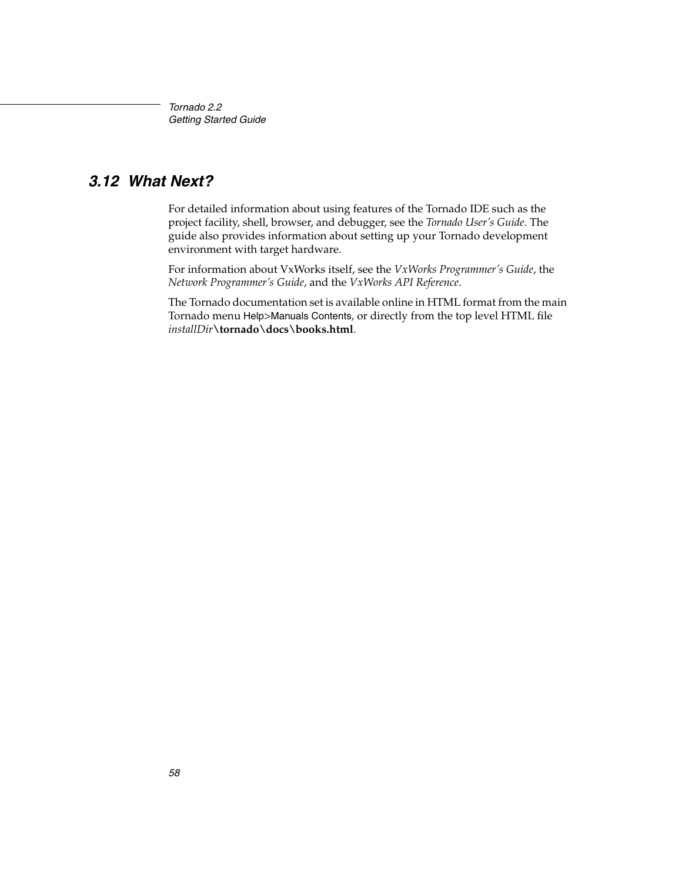## 3.12 What Next?

For detailed information about using features of the Tornado IDE such as the project facility, shell, browser, and debugger, see the *Tornado User's Guide*. The guide also provides information about setting up your Tornado development environment with target hardware.

For information about VxWorks itself, see the *VxWorks Programmer's Guide*, the *Network Programmer's Guide*, and the *VxWorks API Reference*.

The Tornado documentation set is available online in HTML format from the main Tornado menu Help>Manuals Contents, or directly from the top level HTML file *installDir***\tornado\docs\books.html**.